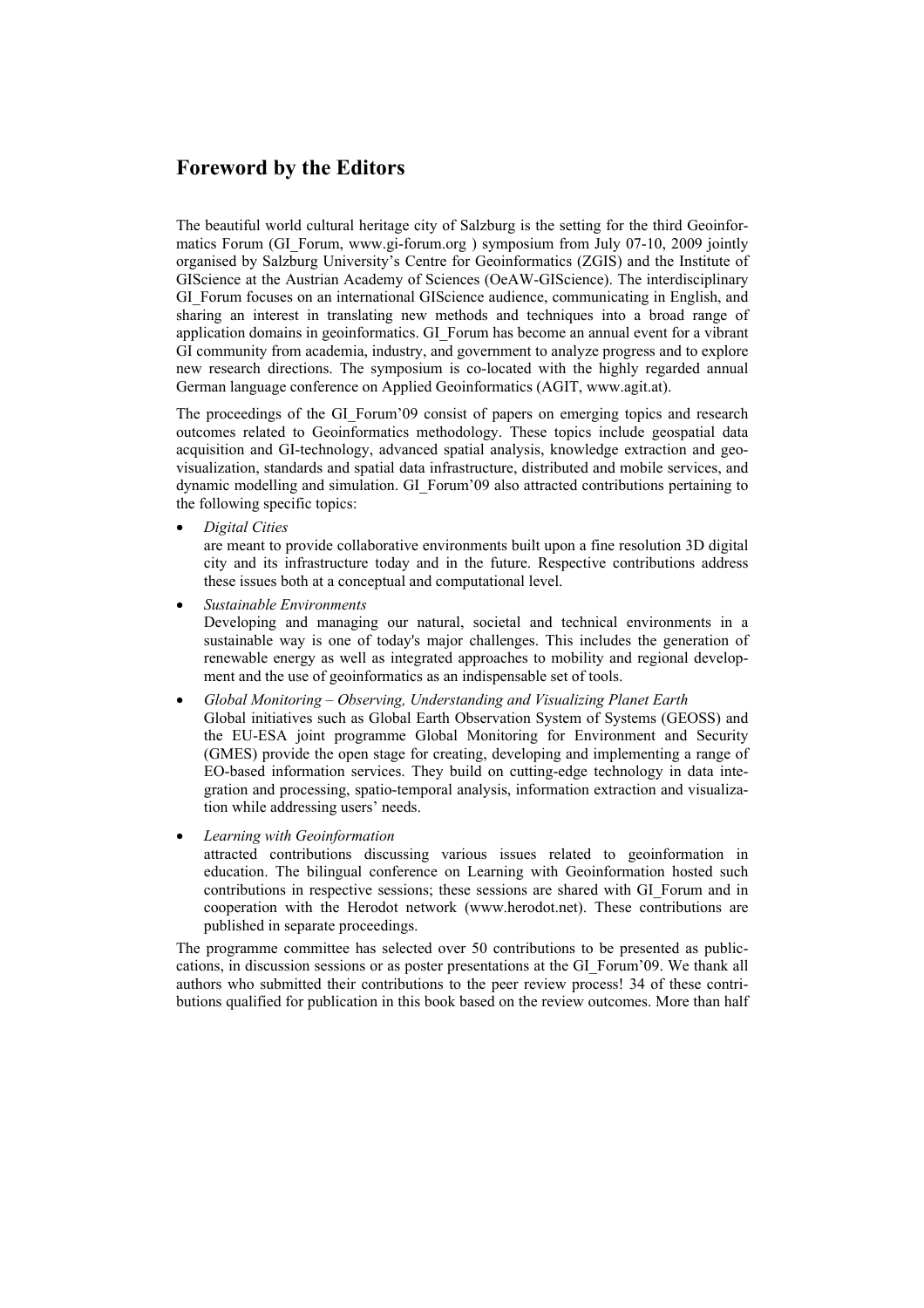# Foreword by the Editors

The beautiful world cultural heritage city of Salzburg is the setting for the third Geoinformatics Forum (GI_Forum, www.gi-forum.org ) symposium from July 07-10, 2009 jointly organised by Salzburg University's Centre for Geoinformatics (ZGIS) and the Institute of GIScience at the Austrian Academy of Sciences (OeAW-GIScience). The interdisciplinary GI_Forum focuses on an international GIScience audience, communicating in English, and sharing an interest in translating new methods and techniques into a broad range of application domains in geoinformatics. GI_Forum has become an annual event for a vibrant GI community from academia, industry, and government to analyze progress and to explore new research directions. The symposium is co-located with the highly regarded annual German language conference on Applied Geoinformatics (AGIT, www.agit.at).

The proceedings of the GI_Forum'09 consist of papers on emerging topics and research outcomes related to Geoinformatics methodology. These topics include geospatial data acquisition and GI-technology, advanced spatial analysis, knowledge extraction and geo-visualization, standards and spatial data infrastructure, distributed and mobile services, and dynamic modelling and simulation. GI_Forum'09 also attracted contributions pertaining to the following specific topics:

- *Digital Cities*
  are meant to provide collaborative environments built upon a fine resolution 3D digital city and its infrastructure today and in the future. Respective contributions address these issues both at a conceptual and computational level.
- *Sustainable Environments*
  Developing and managing our natural, societal and technical environments in a sustainable way is one of today's major challenges. This includes the generation of renewable energy as well as integrated approaches to mobility and regional development and the use of geoinformatics as an indispensable set of tools.
- *Global Monitoring – Observing, Understanding and Visualizing Planet Earth*
  Global initiatives such as Global Earth Observation System of Systems (GEOSS) and the EU-ESA joint programme Global Monitoring for Environment and Security (GMES) provide the open stage for creating, developing and implementing a range of EO-based information services. They build on cutting-edge technology in data integration and processing, spatio-temporal analysis, information extraction and visualization while addressing users' needs.
- *Learning with Geoinformation*
  attracted contributions discussing various issues related to geoinformation in education. The bilingual conference on Learning with Geoinformation hosted such contributions in respective sessions; these sessions are shared with GI_Forum and in cooperation with the Herodot network (www.herodot.net). These contributions are published in separate proceedings.

The programme committee has selected over 50 contributions to be presented as publiccations, in discussion sessions or as poster presentations at the GI_Forum'09. We thank all authors who submitted their contributions to the peer review process! 34 of these contributions qualified for publication in this book based on the review outcomes. More than half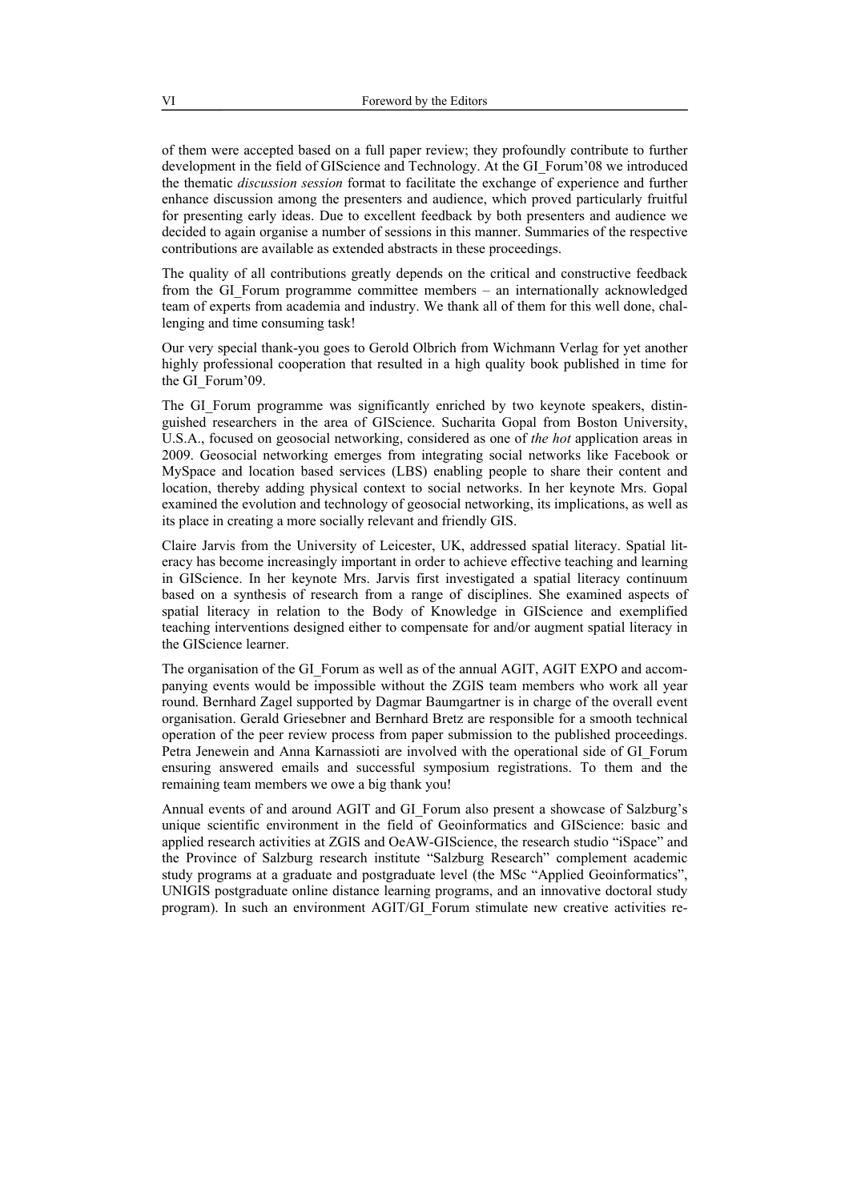of them were accepted based on a full paper review; they profoundly contribute to further development in the field of GIScience and Technology. At the GI_Forum'08 we introduced the thematic *discussion session* format to facilitate the exchange of experience and further enhance discussion among the presenters and audience, which proved particularly fruitful for presenting early ideas. Due to excellent feedback by both presenters and audience we decided to again organise a number of sessions in this manner. Summaries of the respective contributions are available as extended abstracts in these proceedings.

The quality of all contributions greatly depends on the critical and constructive feedback from the GI_Forum programme committee members – an internationally acknowledged team of experts from academia and industry. We thank all of them for this well done, challenging and time consuming task!

Our very special thank-you goes to Gerold Olbrich from Wichmann Verlag for yet another highly professional cooperation that resulted in a high quality book published in time for the GI_Forum'09.

The GI_Forum programme was significantly enriched by two keynote speakers, distinguished researchers in the area of GIScience. Sucharita Gopal from Boston University, U.S.A., focused on geosocial networking, considered as one of *the hot* application areas in 2009. Geosocial networking emerges from integrating social networks like Facebook or MySpace and location based services (LBS) enabling people to share their content and location, thereby adding physical context to social networks. In her keynote Mrs. Gopal examined the evolution and technology of geosocial networking, its implications, as well as its place in creating a more socially relevant and friendly GIS.

Claire Jarvis from the University of Leicester, UK, addressed spatial literacy. Spatial literacy has become increasingly important in order to achieve effective teaching and learning in GIScience. In her keynote Mrs. Jarvis first investigated a spatial literacy continuum based on a synthesis of research from a range of disciplines. She examined aspects of spatial literacy in relation to the Body of Knowledge in GIScience and exemplified teaching interventions designed either to compensate for and/or augment spatial literacy in the GIScience learner.

The organisation of the GI_Forum as well as of the annual AGIT, AGIT EXPO and accompanying events would be impossible without the ZGIS team members who work all year round. Bernhard Zagel supported by Dagmar Baumgartner is in charge of the overall event organisation. Gerald Griesebner and Bernhard Bretz are responsible for a smooth technical operation of the peer review process from paper submission to the published proceedings. Petra Jenewein and Anna Karnassioti are involved with the operational side of GI_Forum ensuring answered emails and successful symposium registrations. To them and the remaining team members we owe a big thank you!

Annual events of and around AGIT and GI_Forum also present a showcase of Salzburg's unique scientific environment in the field of Geoinformatics and GIScience: basic and applied research activities at ZGIS and OeAW-GIScience, the research studio "iSpace" and the Province of Salzburg research institute "Salzburg Research" complement academic study programs at a graduate and postgraduate level (the MSc "Applied Geoinformatics", UNIGIS postgraduate online distance learning programs, and an innovative doctoral study program). In such an environment AGIT/GI_Forum stimulate new creative activities re-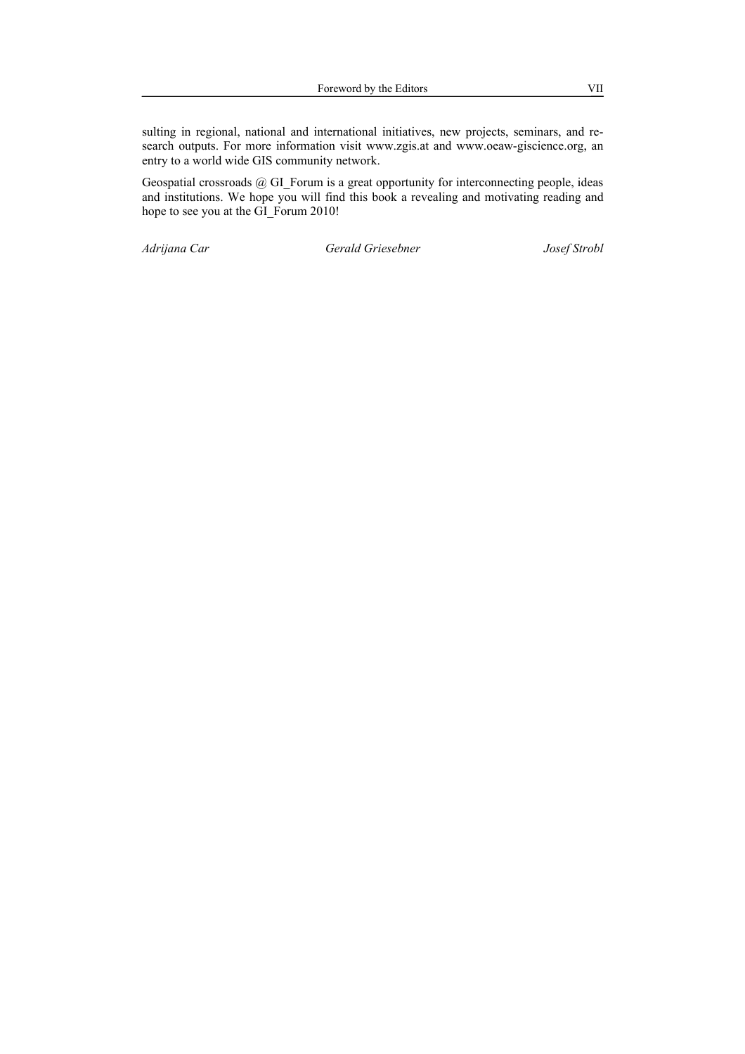sulting in regional, national and international initiatives, new projects, seminars, and research outputs. For more information visit www.zgis.at and www.oeaw-giscience.org, an entry to a world wide GIS community network.

Geospatial crossroads @ GI_Forum is a great opportunity for interconnecting people, ideas and institutions. We hope you will find this book a revealing and motivating reading and hope to see you at the GI_Forum 2010!

*Adrijana Car* *Gerald Griesebner* *Josef Strobl*